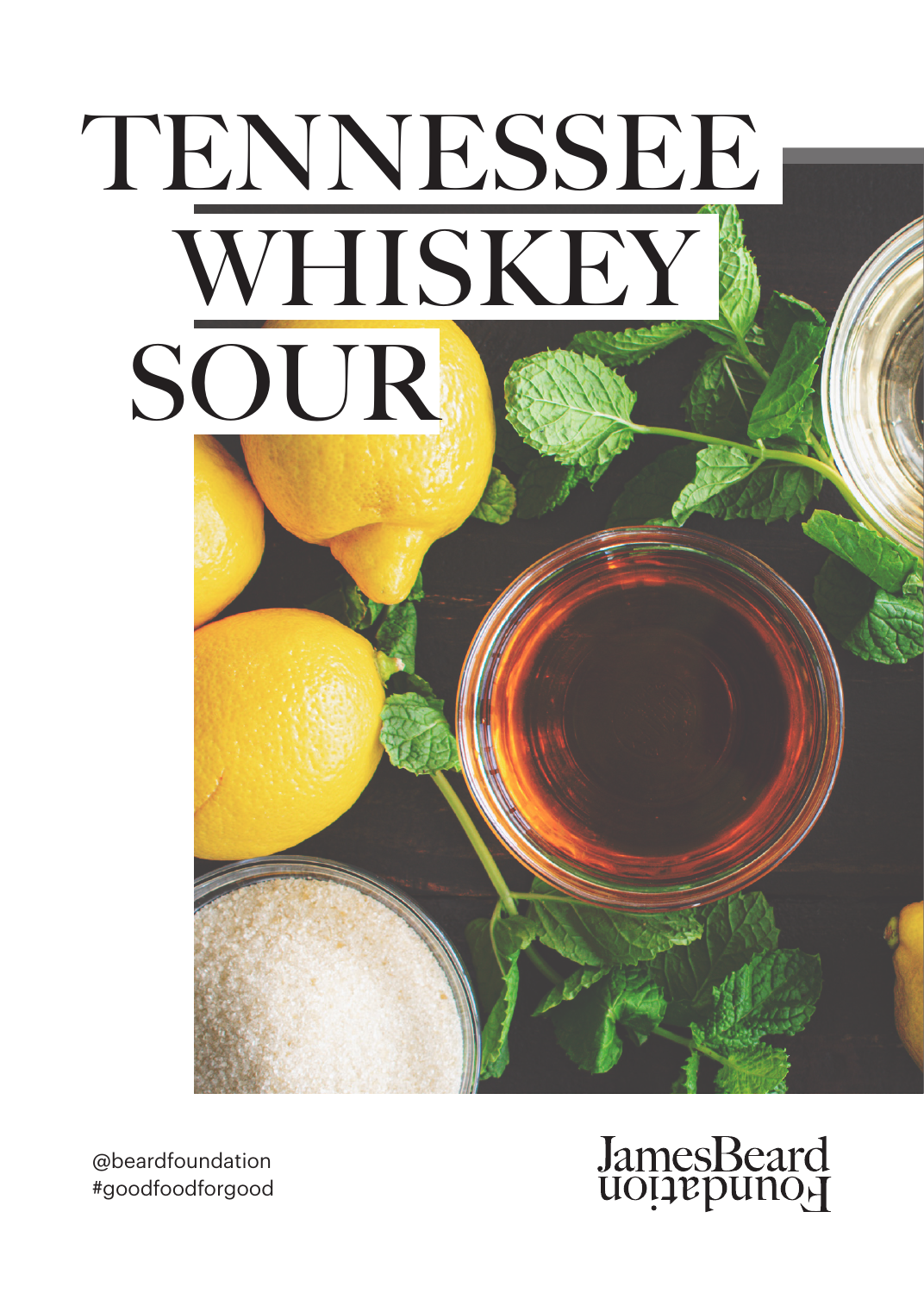# TENNESSEE WHISKEY SOUR

@beardfoundation
#goodfoodforgood

James Beard Foundation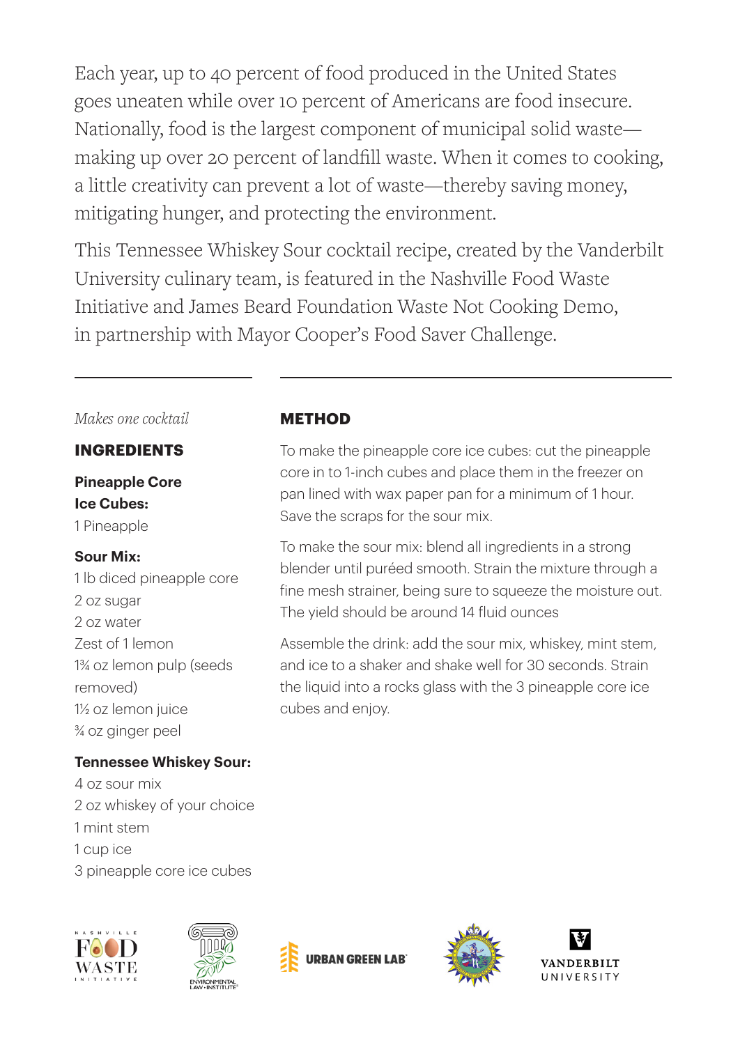Each year, up to 40 percent of food produced in the United States goes uneaten while over 10 percent of Americans are food insecure. Nationally, food is the largest component of municipal solid waste—making up over 20 percent of landfill waste. When it comes to cooking, a little creativity can prevent a lot of waste—thereby saving money, mitigating hunger, and protecting the environment.

This Tennessee Whiskey Sour cocktail recipe, created by the Vanderbilt University culinary team, is featured in the Nashville Food Waste Initiative and James Beard Foundation Waste Not Cooking Demo, in partnership with Mayor Cooper's Food Saver Challenge.

*Makes one cocktail*

## INGREDIENTS

**Pineapple Core Ice Cubes:**

1 Pineapple

**Sour Mix:**

1 lb diced pineapple core
2 oz sugar
2 oz water
Zest of 1 lemon
1¾ oz lemon pulp (seeds removed)
1½ oz lemon juice
¾ oz ginger peel

**Tennessee Whiskey Sour:**

4 oz sour mix
2 oz whiskey of your choice
1 mint stem
1 cup ice
3 pineapple core ice cubes

## METHOD

To make the pineapple core ice cubes: cut the pineapple core in to 1-inch cubes and place them in the freezer on pan lined with wax paper pan for a minimum of 1 hour. Save the scraps for the sour mix.

To make the sour mix: blend all ingredients in a strong blender until puréed smooth. Strain the mixture through a fine mesh strainer, being sure to squeeze the moisture out. The yield should be around 14 fluid ounces

Assemble the drink: add the sour mix, whiskey, mint stem, and ice to a shaker and shake well for 30 seconds. Strain the liquid into a rocks glass with the 3 pineapple core ice cubes and enjoy.

NASHVILLE FOOD WASTE INITIATIVE

ENVIRONMENTAL LAW INSTITUTE

URBAN GREEN LAB

VANDERBILT UNIVERSITY